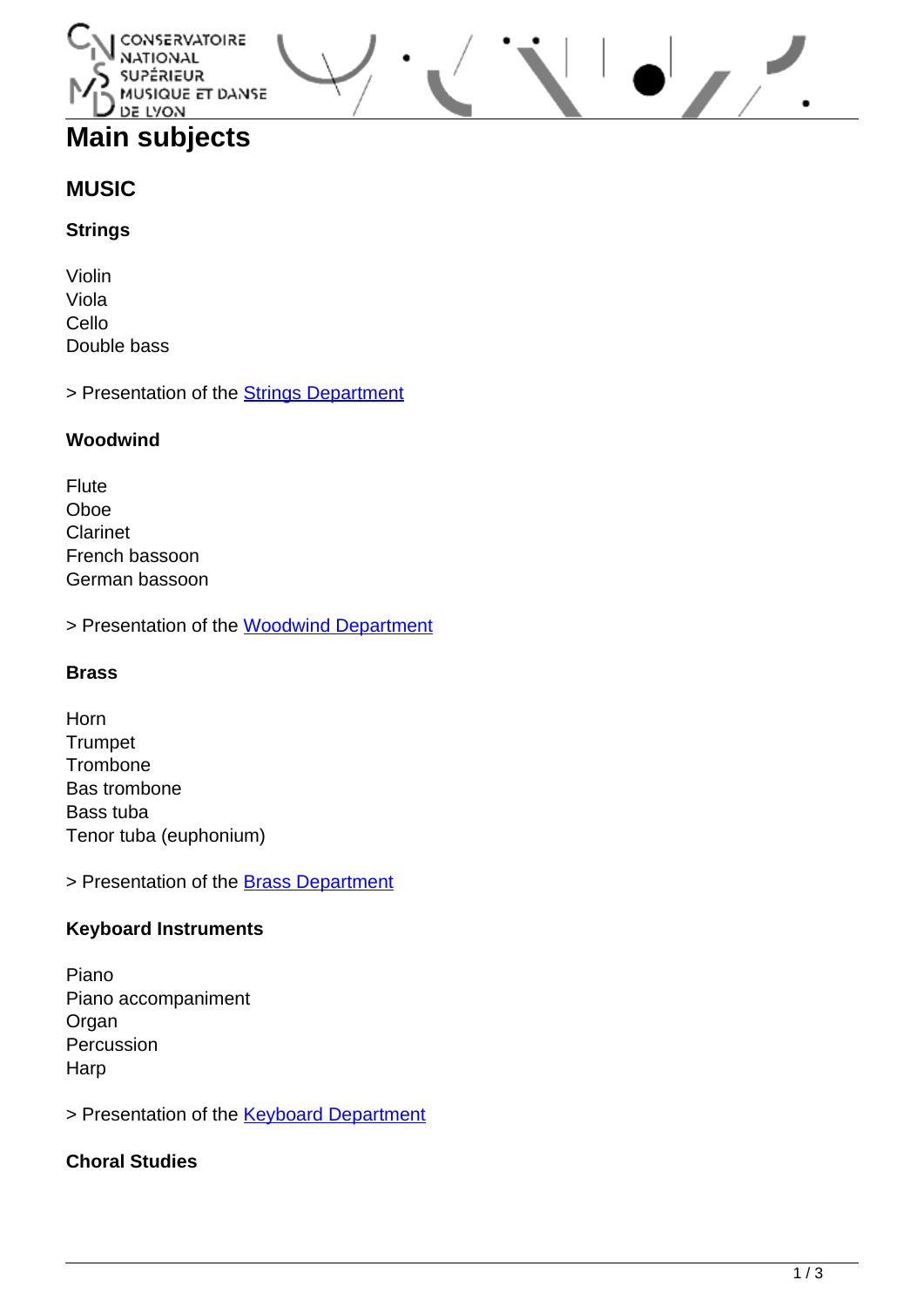# Main subjects

## MUSIC

### Strings

Violin
Viola
Cello
Double bass

> Presentation of the [Strings Department]

### Woodwind

Flute
Oboe
Clarinet
French bassoon
German bassoon

> Presentation of the [Woodwind Department]

### Brass

Horn
Trumpet
Trombone
Bas trombone
Bass tuba
Tenor tuba (euphonium)

> Presentation of the [Brass Department]

### Keyboard Instruments

Piano
Piano accompaniment
Organ
Percussion
Harp

> Presentation of the [Keyboard Department]

### Choral Studies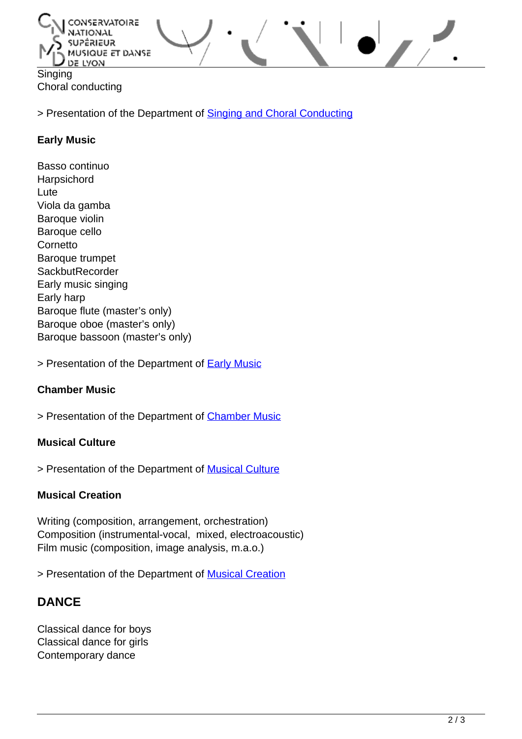Singing
Choral conducting

> Presentation of the Department of Singing and Choral Conducting

**Early Music**

Basso continuo
Harpsichord
Lute
Viola da gamba
Baroque violin
Baroque cello
Cornetto
Baroque trumpet
SackbutRecorder
Early music singing
Early harp
Baroque flute (master’s only)
Baroque oboe (master’s only)
Baroque bassoon (master’s only)

> Presentation of the Department of Early Music

**Chamber Music**

> Presentation of the Department of Chamber Music

**Musical Culture**

> Presentation of the Department of Musical Culture

**Musical Creation**

Writing (composition, arrangement, orchestration)
Composition (instrumental-vocal,  mixed, electroacoustic)
Film music (composition, image analysis, m.a.o.)

> Presentation of the Department of Musical Creation

## DANCE

Classical dance for boys
Classical dance for girls
Contemporary dance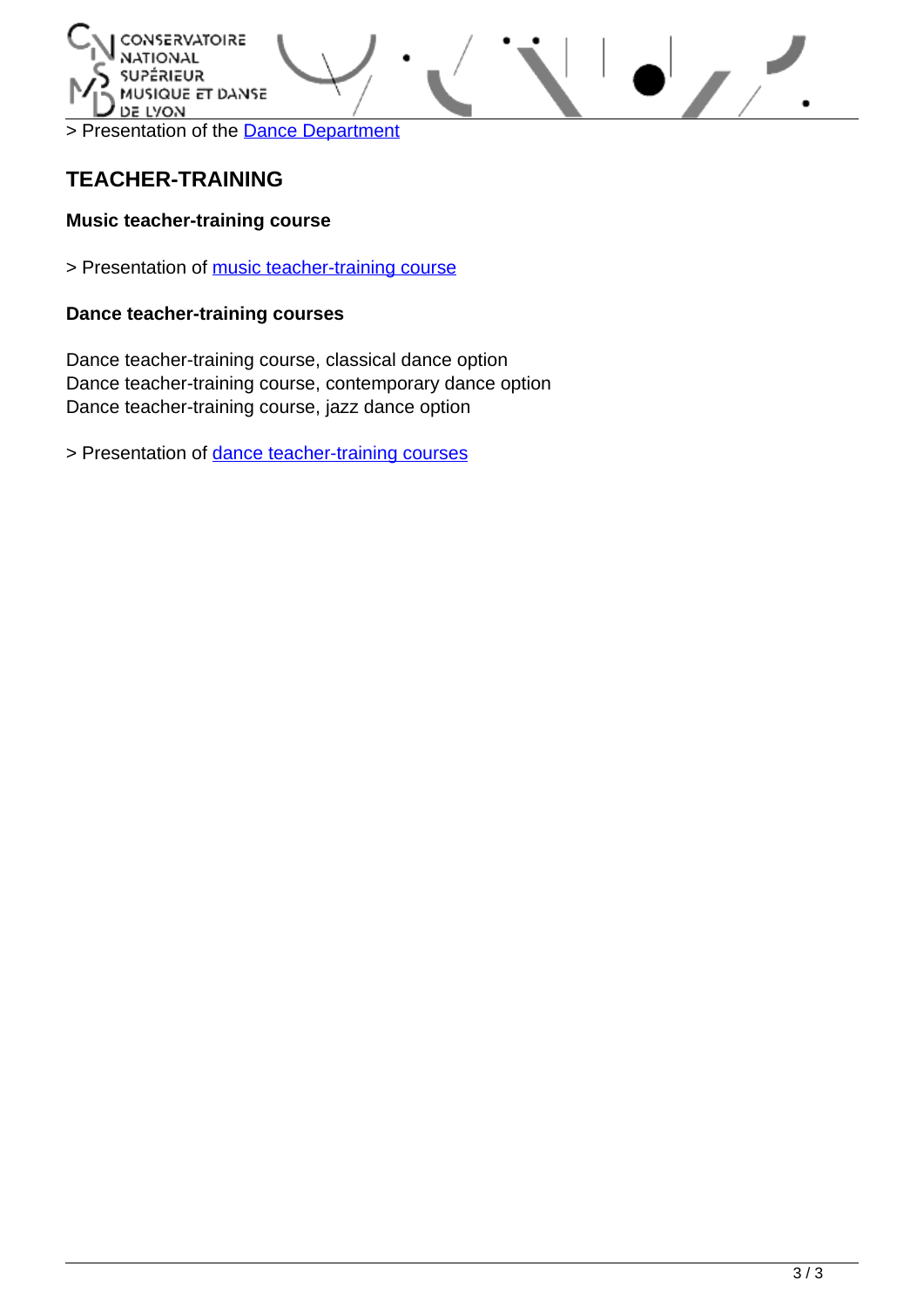> Presentation of the Dance Department

## TEACHER-TRAINING

**Music teacher-training course**

> Presentation of music teacher-training course

**Dance teacher-training courses**

Dance teacher-training course, classical dance option
Dance teacher-training course, contemporary dance option
Dance teacher-training course, jazz dance option

> Presentation of dance teacher-training courses